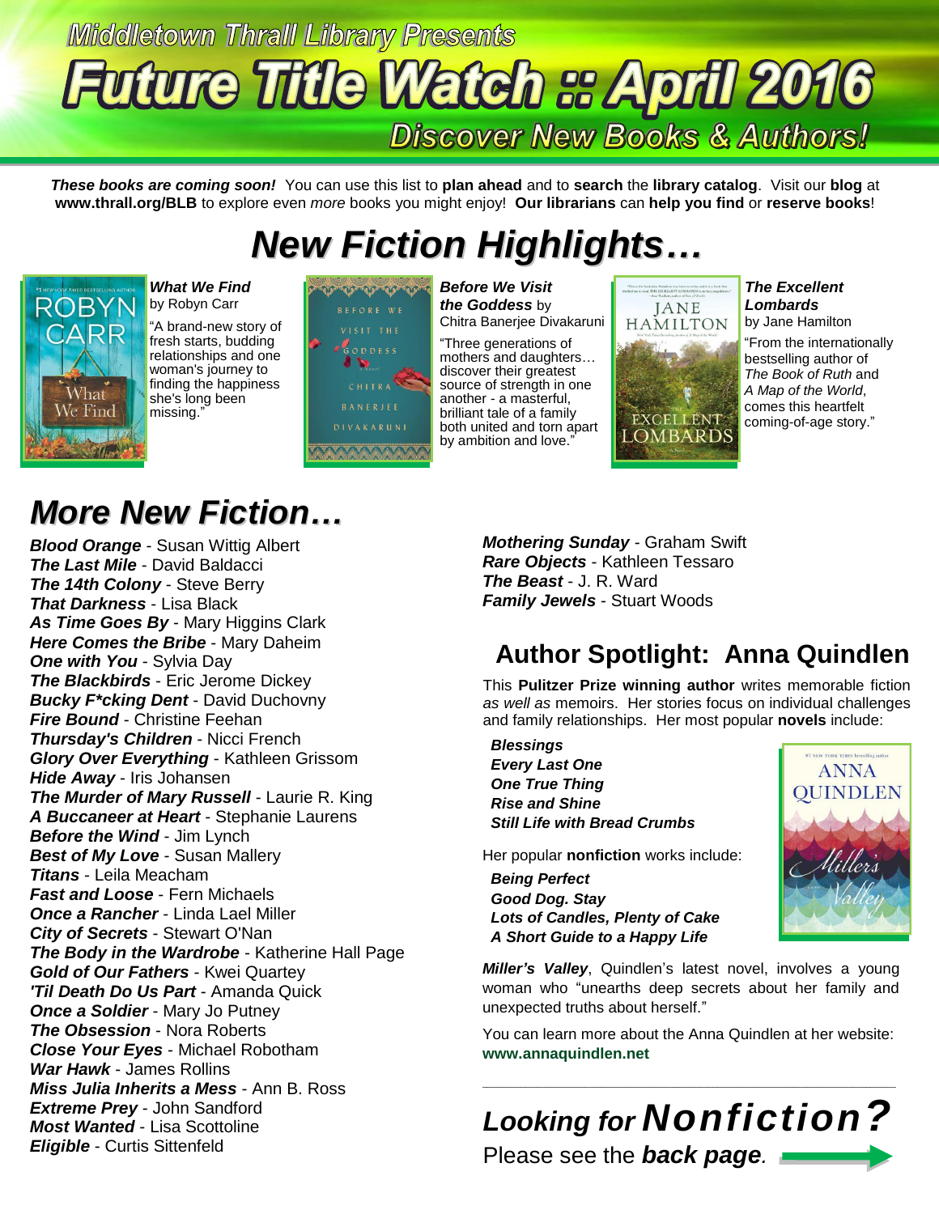Middletown Thrall Library Presents

# Future Title Watch :: April 2016

## Discover New Books & Authors!

***These books are coming soon!*** You can use this list to **plan ahead** and to **search** the **library catalog**. Visit our **blog** at **www.thrall.org/BLB** to explore even *more* books you might enjoy! **Our librarians** can **help you find** or **reserve books**!

# New Fiction Highlights…

***What We Find*** by Robyn Carr

"A brand-new story of fresh starts, budding relationships and one woman's journey to finding the happiness she's long been missing."

***Before We Visit the Goddess*** by Chitra Banerjee Divakaruni

"Three generations of mothers and daughters… discover their greatest source of strength in one another - a masterful, brilliant tale of a family both united and torn apart by ambition and love."

***The Excellent Lombards*** by Jane Hamilton

"From the internationally bestselling author of *The Book of Ruth* and *A Map of the World*, comes this heartfelt coming-of-age story."

# More New Fiction…

***Blood Orange*** - Susan Wittig Albert
***The Last Mile*** - David Baldacci
***The 14th Colony*** - Steve Berry
***That Darkness*** - Lisa Black
***As Time Goes By*** - Mary Higgins Clark
***Here Comes the Bribe*** - Mary Daheim
***One with You*** - Sylvia Day
***The Blackbirds*** - Eric Jerome Dickey
***Bucky F*cking Dent*** - David Duchovny
***Fire Bound*** - Christine Feehan
***Thursday's Children*** - Nicci French
***Glory Over Everything*** - Kathleen Grissom
***Hide Away*** - Iris Johansen
***The Murder of Mary Russell*** - Laurie R. King
***A Buccaneer at Heart*** - Stephanie Laurens
***Before the Wind*** - Jim Lynch
***Best of My Love*** - Susan Mallery
***Titans*** - Leila Meacham
***Fast and Loose*** - Fern Michaels
***Once a Rancher*** - Linda Lael Miller
***City of Secrets*** - Stewart O'Nan
***The Body in the Wardrobe*** - Katherine Hall Page
***Gold of Our Fathers*** - Kwei Quartey
***'Til Death Do Us Part*** - Amanda Quick
***Once a Soldier*** - Mary Jo Putney
***The Obsession*** - Nora Roberts
***Close Your Eyes*** - Michael Robotham
***War Hawk*** - James Rollins
***Miss Julia Inherits a Mess*** - Ann B. Ross
***Extreme Prey*** - John Sandford
***Most Wanted*** - Lisa Scottoline
***Eligible*** - Curtis Sittenfeld
***Mothering Sunday*** - Graham Swift
***Rare Objects*** - Kathleen Tessaro
***The Beast*** - J. R. Ward
***Family Jewels*** - Stuart Woods

## Author Spotlight: Anna Quindlen

This **Pulitzer Prize winning author** writes memorable fiction *as well as* memoirs. Her stories focus on individual challenges and family relationships. Her most popular **novels** include:

***Blessings***
***Every Last One***
***One True Thing***
***Rise and Shine***
***Still Life with Bread Crumbs***

Her popular **nonfiction** works include:

***Being Perfect***
***Good Dog. Stay***
***Lots of Candles, Plenty of Cake***
***A Short Guide to a Happy Life***

***Miller's Valley***, Quindlen's latest novel, involves a young woman who "unearths deep secrets about her family and unexpected truths about herself."

You can learn more about the Anna Quindlen at her website: **www.annaquindlen.net**

---

## *Looking for Nonfiction?*

Please see the ***back page***.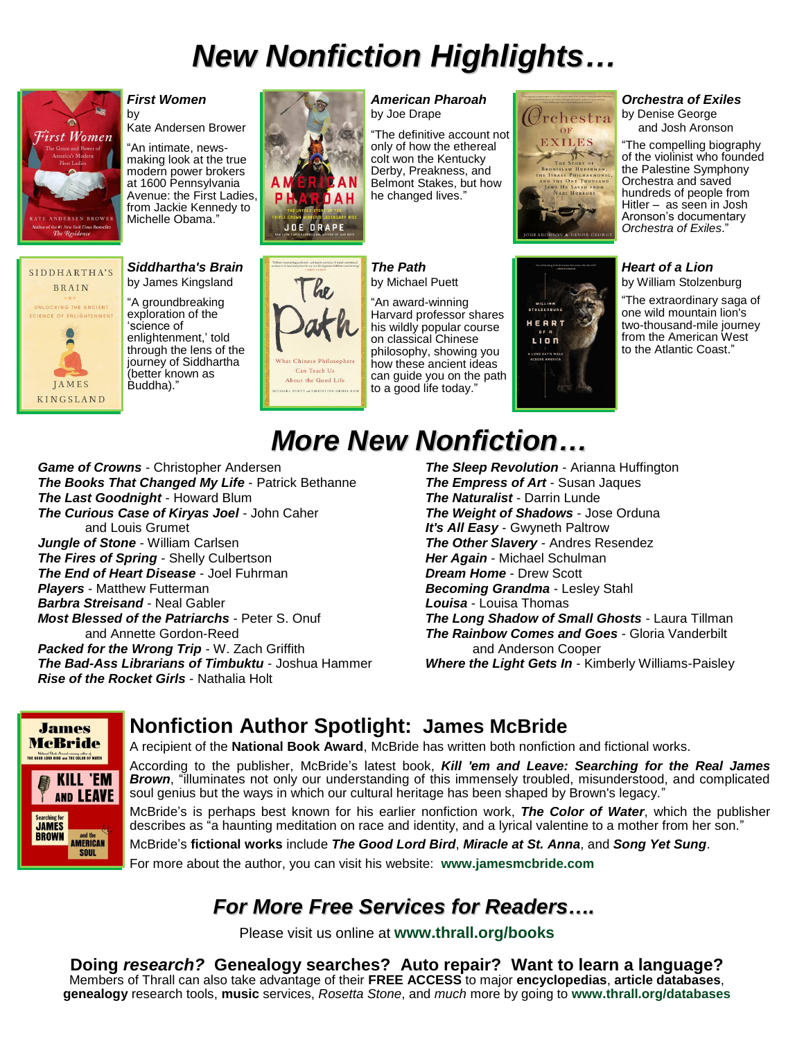# New Nonfiction Highlights…

***First Women***
by
Kate Andersen Brower

"An intimate, news-making look at the true modern power brokers at 1600 Pennsylvania Avenue: the First Ladies, from Jackie Kennedy to Michelle Obama."

***American Pharoah***
by Joe Drape

"The definitive account not only of how the ethereal colt won the Kentucky Derby, Preakness, and Belmont Stakes, but how he changed lives."

***Orchestra of Exiles***
by Denise George
and Josh Aronson

"The compelling biography of the violinist who founded the Palestine Symphony Orchestra and saved hundreds of people from Hitler – as seen in Josh Aronson's documentary *Orchestra of Exiles*."

***Siddhartha's Brain***
by James Kingsland

"A groundbreaking exploration of the 'science of enlightenment,' told through the lens of the journey of Siddhartha (better known as Buddha)."

***The Path***
by Michael Puett

"An award-winning Harvard professor shares his wildly popular course on classical Chinese philosophy, showing you how these ancient ideas can guide you on the path to a good life today."

***Heart of a Lion***
by William Stolzenburg

"The extraordinary saga of one wild mountain lion's two-thousand-mile journey from the American West to the Atlantic Coast."

# More New Nonfiction…

***Game of Crowns*** - Christopher Andersen
***The Books That Changed My Life*** - Patrick Bethanne
***The Last Goodnight*** - Howard Blum
***The Curious Case of Kiryas Joel*** - John Caher and Louis Grumet
***Jungle of Stone*** - William Carlsen
***The Fires of Spring*** - Shelly Culbertson
***The End of Heart Disease*** - Joel Fuhrman
***Players*** - Matthew Futterman
***Barbra Streisand*** - Neal Gabler
***Most Blessed of the Patriarchs*** - Peter S. Onuf and Annette Gordon-Reed
***Packed for the Wrong Trip*** - W. Zach Griffith
***The Bad-Ass Librarians of Timbuktu*** - Joshua Hammer
***Rise of the Rocket Girls*** - Nathalia Holt
***The Sleep Revolution*** - Arianna Huffington
***The Empress of Art*** - Susan Jaques
***The Naturalist*** - Darrin Lunde
***The Weight of Shadows*** - Jose Orduna
***It's All Easy*** - Gwyneth Paltrow
***The Other Slavery*** - Andres Resendez
***Her Again*** - Michael Schulman
***Dream Home*** - Drew Scott
***Becoming Grandma*** - Lesley Stahl
***Louisa*** - Louisa Thomas
***The Long Shadow of Small Ghosts*** - Laura Tillman
***The Rainbow Comes and Goes*** - Gloria Vanderbilt and Anderson Cooper
***Where the Light Gets In*** - Kimberly Williams-Paisley

## Nonfiction Author Spotlight: James McBride

A recipient of the **National Book Award**, McBride has written both nonfiction and fictional works.

According to the publisher, McBride's latest book, ***Kill 'em and Leave: Searching for the Real James Brown***, "illuminates not only our understanding of this immensely troubled, misunderstood, and complicated soul genius but the ways in which our cultural heritage has been shaped by Brown's legacy."

McBride's is perhaps best known for his earlier nonfiction work, ***The Color of Water***, which the publisher describes as "a haunting meditation on race and identity, and a lyrical valentine to a mother from her son."

McBride's **fictional works** include ***The Good Lord Bird***, ***Miracle at St. Anna***, and ***Song Yet Sung***.

For more about the author, you can visit his website: **www.jamesmcbride.com**

# For More Free Services for Readers….

Please visit us online at **www.thrall.org/books**

**Doing *research?* Genealogy searches? Auto repair? Want to learn a language?**
Members of Thrall can also take advantage of their **FREE ACCESS** to major **encyclopedias**, **article databases**, **genealogy** research tools, **music** services, *Rosetta Stone*, and *much* more by going to **www.thrall.org/databases**